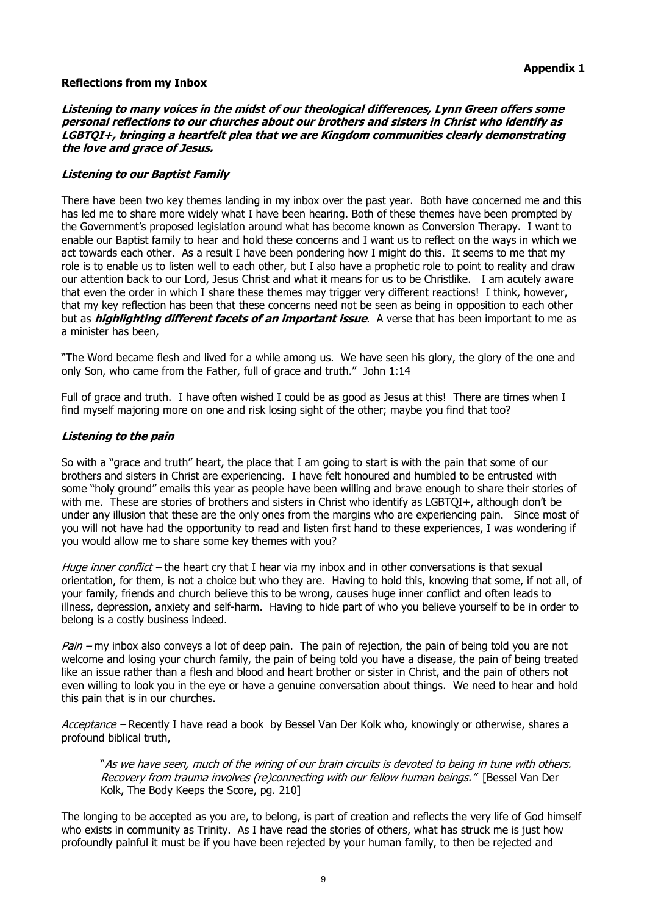**Appendix 1**

## Reflections from my Inbox

***Listening to many voices in the midst of our theological differences, Lynn Green offers some personal reflections to our churches about our brothers and sisters in Christ who identify as LGBTQI+, bringing a heartfelt plea that we are Kingdom communities clearly demonstrating the love and grace of Jesus.***

### *Listening to our Baptist Family*

There have been two key themes landing in my inbox over the past year. Both have concerned me and this has led me to share more widely what I have been hearing. Both of these themes have been prompted by the Government's proposed legislation around what has become known as Conversion Therapy. I want to enable our Baptist family to hear and hold these concerns and I want us to reflect on the ways in which we act towards each other. As a result I have been pondering how I might do this. It seems to me that my role is to enable us to listen well to each other, but I also have a prophetic role to point to reality and draw our attention back to our Lord, Jesus Christ and what it means for us to be Christlike. I am acutely aware that even the order in which I share these themes may trigger very different reactions! I think, however, that my key reflection has been that these concerns need not be seen as being in opposition to each other but as ***highlighting different facets of an important issue***. A verse that has been important to me as a minister has been,

"The Word became flesh and lived for a while among us. We have seen his glory, the glory of the one and only Son, who came from the Father, full of grace and truth." John 1:14

Full of grace and truth. I have often wished I could be as good as Jesus at this! There are times when I find myself majoring more on one and risk losing sight of the other; maybe you find that too?

### *Listening to the pain*

So with a "grace and truth" heart, the place that I am going to start is with the pain that some of our brothers and sisters in Christ are experiencing. I have felt honoured and humbled to be entrusted with some "holy ground" emails this year as people have been willing and brave enough to share their stories of with me. These are stories of brothers and sisters in Christ who identify as LGBTQI+, although don't be under any illusion that these are the only ones from the margins who are experiencing pain. Since most of you will not have had the opportunity to read and listen first hand to these experiences, I was wondering if you would allow me to share some key themes with you?

*Huge inner conflict* – the heart cry that I hear via my inbox and in other conversations is that sexual orientation, for them, is not a choice but who they are. Having to hold this, knowing that some, if not all, of your family, friends and church believe this to be wrong, causes huge inner conflict and often leads to illness, depression, anxiety and self-harm. Having to hide part of who you believe yourself to be in order to belong is a costly business indeed.

*Pain* – my inbox also conveys a lot of deep pain. The pain of rejection, the pain of being told you are not welcome and losing your church family, the pain of being told you have a disease, the pain of being treated like an issue rather than a flesh and blood and heart brother or sister in Christ, and the pain of others not even willing to look you in the eye or have a genuine conversation about things. We need to hear and hold this pain that is in our churches.

*Acceptance* – Recently I have read a book by Bessel Van Der Kolk who, knowingly or otherwise, shares a profound biblical truth,

> "*As we have seen, much of the wiring of our brain circuits is devoted to being in tune with others. Recovery from trauma involves (re)connecting with our fellow human beings."* [Bessel Van Der Kolk, The Body Keeps the Score, pg. 210]

The longing to be accepted as you are, to belong, is part of creation and reflects the very life of God himself who exists in community as Trinity. As I have read the stories of others, what has struck me is just how profoundly painful it must be if you have been rejected by your human family, to then be rejected and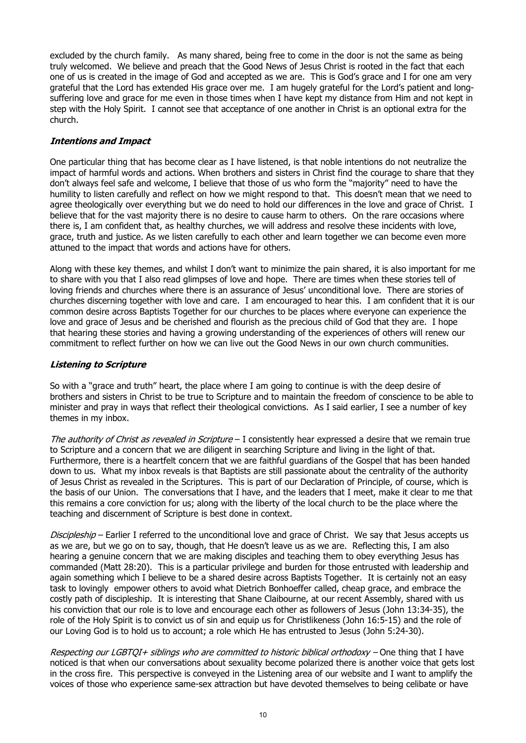excluded by the church family. As many shared, being free to come in the door is not the same as being truly welcomed. We believe and preach that the Good News of Jesus Christ is rooted in the fact that each one of us is created in the image of God and accepted as we are. This is God's grace and I for one am very grateful that the Lord has extended His grace over me. I am hugely grateful for the Lord's patient and long-suffering love and grace for me even in those times when I have kept my distance from Him and not kept in step with the Holy Spirit. I cannot see that acceptance of one another in Christ is an optional extra for the church.

### *Intentions and Impact*

One particular thing that has become clear as I have listened, is that noble intentions do not neutralize the impact of harmful words and actions. When brothers and sisters in Christ find the courage to share that they don't always feel safe and welcome, I believe that those of us who form the "majority" need to have the humility to listen carefully and reflect on how we might respond to that. This doesn't mean that we need to agree theologically over everything but we do need to hold our differences in the love and grace of Christ. I believe that for the vast majority there is no desire to cause harm to others. On the rare occasions where there is, I am confident that, as healthy churches, we will address and resolve these incidents with love, grace, truth and justice. As we listen carefully to each other and learn together we can become even more attuned to the impact that words and actions have for others.

Along with these key themes, and whilst I don't want to minimize the pain shared, it is also important for me to share with you that I also read glimpses of love and hope. There are times when these stories tell of loving friends and churches where there is an assurance of Jesus' unconditional love. There are stories of churches discerning together with love and care. I am encouraged to hear this. I am confident that it is our common desire across Baptists Together for our churches to be places where everyone can experience the love and grace of Jesus and be cherished and flourish as the precious child of God that they are. I hope that hearing these stories and having a growing understanding of the experiences of others will renew our commitment to reflect further on how we can live out the Good News in our own church communities.

### *Listening to Scripture*

So with a "grace and truth" heart, the place where I am going to continue is with the deep desire of brothers and sisters in Christ to be true to Scripture and to maintain the freedom of conscience to be able to minister and pray in ways that reflect their theological convictions. As I said earlier, I see a number of key themes in my inbox.

*The authority of Christ as revealed in Scripture* – I consistently hear expressed a desire that we remain true to Scripture and a concern that we are diligent in searching Scripture and living in the light of that. Furthermore, there is a heartfelt concern that we are faithful guardians of the Gospel that has been handed down to us. What my inbox reveals is that Baptists are still passionate about the centrality of the authority of Jesus Christ as revealed in the Scriptures. This is part of our Declaration of Principle, of course, which is the basis of our Union. The conversations that I have, and the leaders that I meet, make it clear to me that this remains a core conviction for us; along with the liberty of the local church to be the place where the teaching and discernment of Scripture is best done in context.

*Discipleship* – Earlier I referred to the unconditional love and grace of Christ. We say that Jesus accepts us as we are, but we go on to say, though, that He doesn't leave us as we are. Reflecting this, I am also hearing a genuine concern that we are making disciples and teaching them to obey everything Jesus has commanded (Matt 28:20). This is a particular privilege and burden for those entrusted with leadership and again something which I believe to be a shared desire across Baptists Together. It is certainly not an easy task to lovingly empower others to avoid what Dietrich Bonhoeffer called, cheap grace, and embrace the costly path of discipleship. It is interesting that Shane Claibourne, at our recent Assembly, shared with us his conviction that our role is to love and encourage each other as followers of Jesus (John 13:34-35), the role of the Holy Spirit is to convict us of sin and equip us for Christlikeness (John 16:5-15) and the role of our Loving God is to hold us to account; a role which He has entrusted to Jesus (John 5:24-30).

*Respecting our LGBTQI+ siblings who are committed to historic biblical orthodoxy* – One thing that I have noticed is that when our conversations about sexuality become polarized there is another voice that gets lost in the cross fire. This perspective is conveyed in the Listening area of our website and I want to amplify the voices of those who experience same-sex attraction but have devoted themselves to being celibate or have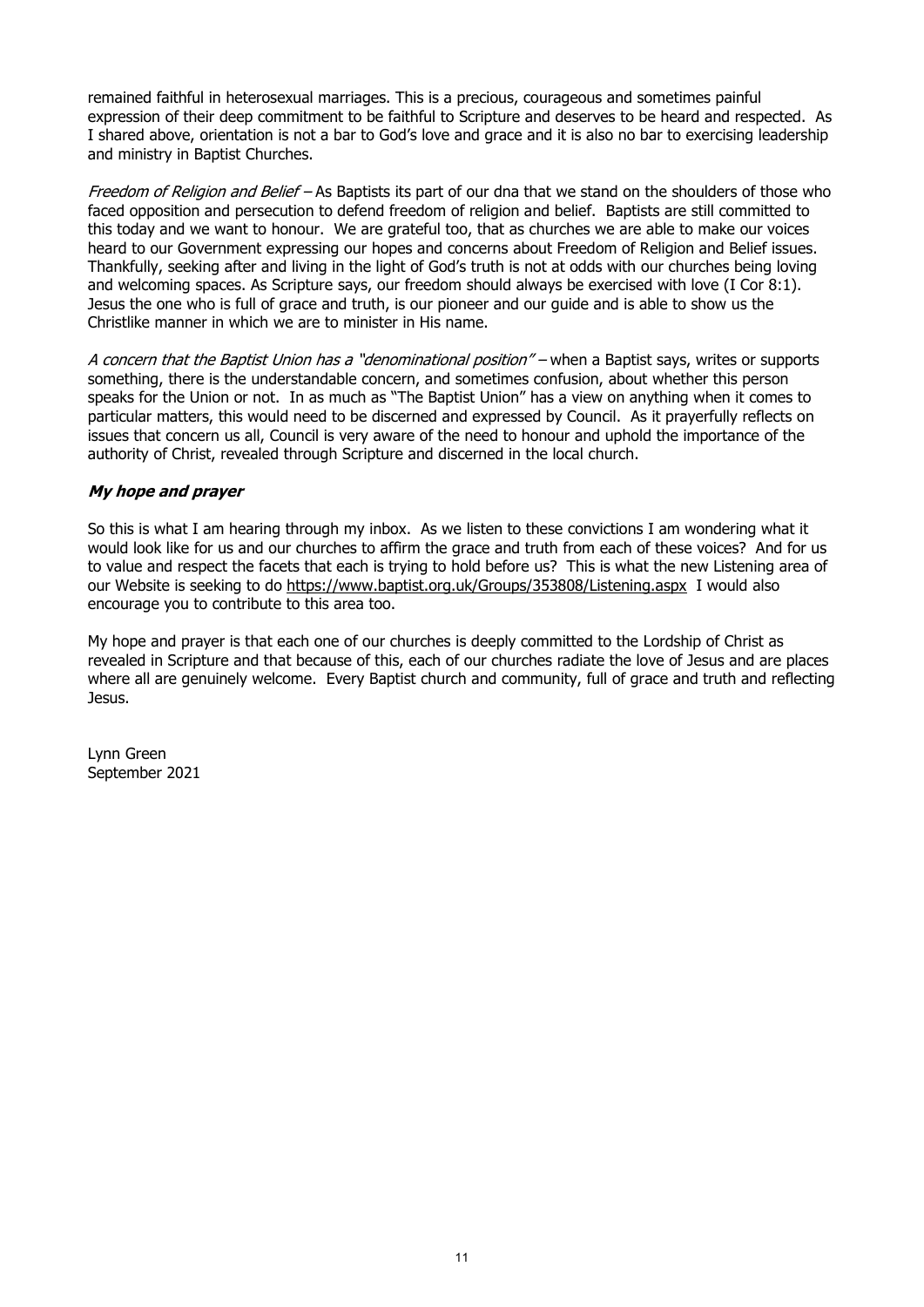remained faithful in heterosexual marriages. This is a precious, courageous and sometimes painful expression of their deep commitment to be faithful to Scripture and deserves to be heard and respected. As I shared above, orientation is not a bar to God's love and grace and it is also no bar to exercising leadership and ministry in Baptist Churches.

*Freedom of Religion and Belief* – As Baptists its part of our dna that we stand on the shoulders of those who faced opposition and persecution to defend freedom of religion and belief. Baptists are still committed to this today and we want to honour. We are grateful too, that as churches we are able to make our voices heard to our Government expressing our hopes and concerns about Freedom of Religion and Belief issues. Thankfully, seeking after and living in the light of God's truth is not at odds with our churches being loving and welcoming spaces. As Scripture says, our freedom should always be exercised with love (I Cor 8:1). Jesus the one who is full of grace and truth, is our pioneer and our guide and is able to show us the Christlike manner in which we are to minister in His name.

*A concern that the Baptist Union has a "denominational position"* – when a Baptist says, writes or supports something, there is the understandable concern, and sometimes confusion, about whether this person speaks for the Union or not. In as much as "The Baptist Union" has a view on anything when it comes to particular matters, this would need to be discerned and expressed by Council. As it prayerfully reflects on issues that concern us all, Council is very aware of the need to honour and uphold the importance of the authority of Christ, revealed through Scripture and discerned in the local church.

### ***My hope and prayer***

So this is what I am hearing through my inbox. As we listen to these convictions I am wondering what it would look like for us and our churches to affirm the grace and truth from each of these voices? And for us to value and respect the facets that each is trying to hold before us? This is what the new Listening area of our Website is seeking to do https://www.baptist.org.uk/Groups/353808/Listening.aspx I would also encourage you to contribute to this area too.

My hope and prayer is that each one of our churches is deeply committed to the Lordship of Christ as revealed in Scripture and that because of this, each of our churches radiate the love of Jesus and are places where all are genuinely welcome. Every Baptist church and community, full of grace and truth and reflecting Jesus.

Lynn Green
September 2021